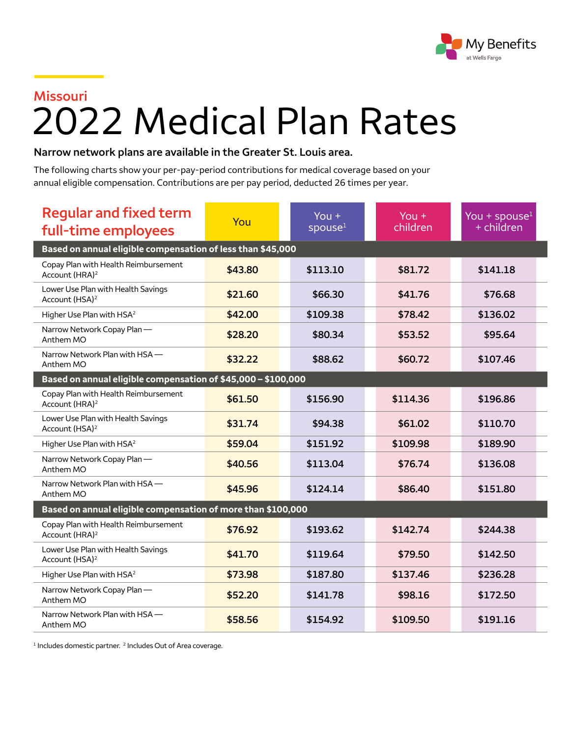My Benefits at Wells Fargo

## Missouri

# 2022 Medical Plan Rates

**Narrow network plans are available in the Greater St. Louis area.**

The following charts show your per-pay-period contributions for medical coverage based on your annual eligible compensation. Contributions are per pay period, deducted 26 times per year.

| Regular and fixed term full-time employees | You | You + spouse[1] | You + children | You + spouse[1] + children |
|---|---|---|---|---|
| **Based on annual eligible compensation of less than $45,000** | | | | |
| Copay Plan with Health Reimbursement Account (HRA)[2] | $43.80 | $113.10 | $81.72 | $141.18 |
| Lower Use Plan with Health Savings Account (HSA)[2] | $21.60 | $66.30 | $41.76 | $76.68 |
| Higher Use Plan with HSA[2] | $42.00 | $109.38 | $78.42 | $136.02 |
| Narrow Network Copay Plan — Anthem MO | $28.20 | $80.34 | $53.52 | $95.64 |
| Narrow Network Plan with HSA — Anthem MO | $32.22 | $88.62 | $60.72 | $107.46 |
| **Based on annual eligible compensation of $45,000 – $100,000** | | | | |
| Copay Plan with Health Reimbursement Account (HRA)[2] | $61.50 | $156.90 | $114.36 | $196.86 |
| Lower Use Plan with Health Savings Account (HSA)[2] | $31.74 | $94.38 | $61.02 | $110.70 |
| Higher Use Plan with HSA[2] | $59.04 | $151.92 | $109.98 | $189.90 |
| Narrow Network Copay Plan — Anthem MO | $40.56 | $113.04 | $76.74 | $136.08 |
| Narrow Network Plan with HSA — Anthem MO | $45.96 | $124.14 | $86.40 | $151.80 |
| **Based on annual eligible compensation of more than $100,000** | | | | |
| Copay Plan with Health Reimbursement Account (HRA)[2] | $76.92 | $193.62 | $142.74 | $244.38 |
| Lower Use Plan with Health Savings Account (HSA)[2] | $41.70 | $119.64 | $79.50 | $142.50 |
| Higher Use Plan with HSA[2] | $73.98 | $187.80 | $137.46 | $236.28 |
| Narrow Network Copay Plan — Anthem MO | $52.20 | $141.78 | $98.16 | $172.50 |
| Narrow Network Plan with HSA — Anthem MO | $58.56 | $154.92 | $109.50 | $191.16 |

[1] Includes domestic partner. [2] Includes Out of Area coverage.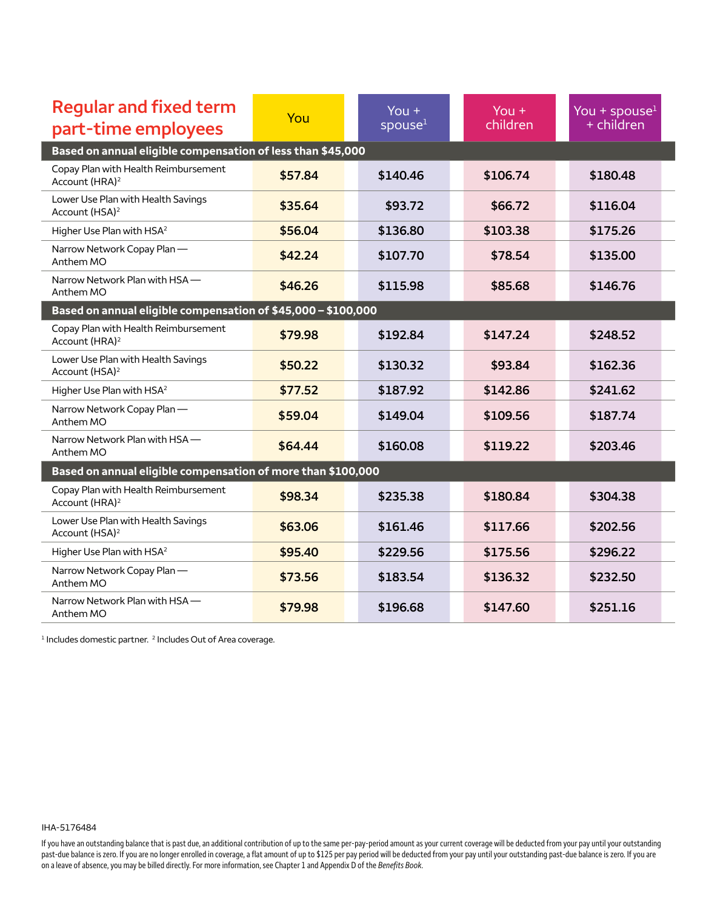| Regular and fixed term part-time employees | You | You + spouse[1] | You + children | You + spouse[1] + children |
|---|---|---|---|---|
| **Based on annual eligible compensation of less than $45,000** | | | | |
| Copay Plan with Health Reimbursement Account (HRA)[2] | $57.84 | $140.46 | $106.74 | $180.48 |
| Lower Use Plan with Health Savings Account (HSA)[2] | $35.64 | $93.72 | $66.72 | $116.04 |
| Higher Use Plan with HSA[2] | $56.04 | $136.80 | $103.38 | $175.26 |
| Narrow Network Copay Plan — Anthem MO | $42.24 | $107.70 | $78.54 | $135.00 |
| Narrow Network Plan with HSA — Anthem MO | $46.26 | $115.98 | $85.68 | $146.76 |
| **Based on annual eligible compensation of $45,000 – $100,000** | | | | |
| Copay Plan with Health Reimbursement Account (HRA)[2] | $79.98 | $192.84 | $147.24 | $248.52 |
| Lower Use Plan with Health Savings Account (HSA)[2] | $50.22 | $130.32 | $93.84 | $162.36 |
| Higher Use Plan with HSA[2] | $77.52 | $187.92 | $142.86 | $241.62 |
| Narrow Network Copay Plan — Anthem MO | $59.04 | $149.04 | $109.56 | $187.74 |
| Narrow Network Plan with HSA — Anthem MO | $64.44 | $160.08 | $119.22 | $203.46 |
| **Based on annual eligible compensation of more than $100,000** | | | | |
| Copay Plan with Health Reimbursement Account (HRA)[2] | $98.34 | $235.38 | $180.84 | $304.38 |
| Lower Use Plan with Health Savings Account (HSA)[2] | $63.06 | $161.46 | $117.66 | $202.56 |
| Higher Use Plan with HSA[2] | $95.40 | $229.56 | $175.56 | $296.22 |
| Narrow Network Copay Plan — Anthem MO | $73.56 | $183.54 | $136.32 | $232.50 |
| Narrow Network Plan with HSA — Anthem MO | $79.98 | $196.68 | $147.60 | $251.16 |

[1] Includes domestic partner. [2] Includes Out of Area coverage.

IHA-5176484

If you have an outstanding balance that is past due, an additional contribution of up to the same per-pay-period amount as your current coverage will be deducted from your pay until your outstanding past-due balance is zero. If you are no longer enrolled in coverage, a flat amount of up to $125 per pay period will be deducted from your pay until your outstanding past-due balance is zero. If you are on a leave of absence, you may be billed directly. For more information, see Chapter 1 and Appendix D of the *Benefits Book*.